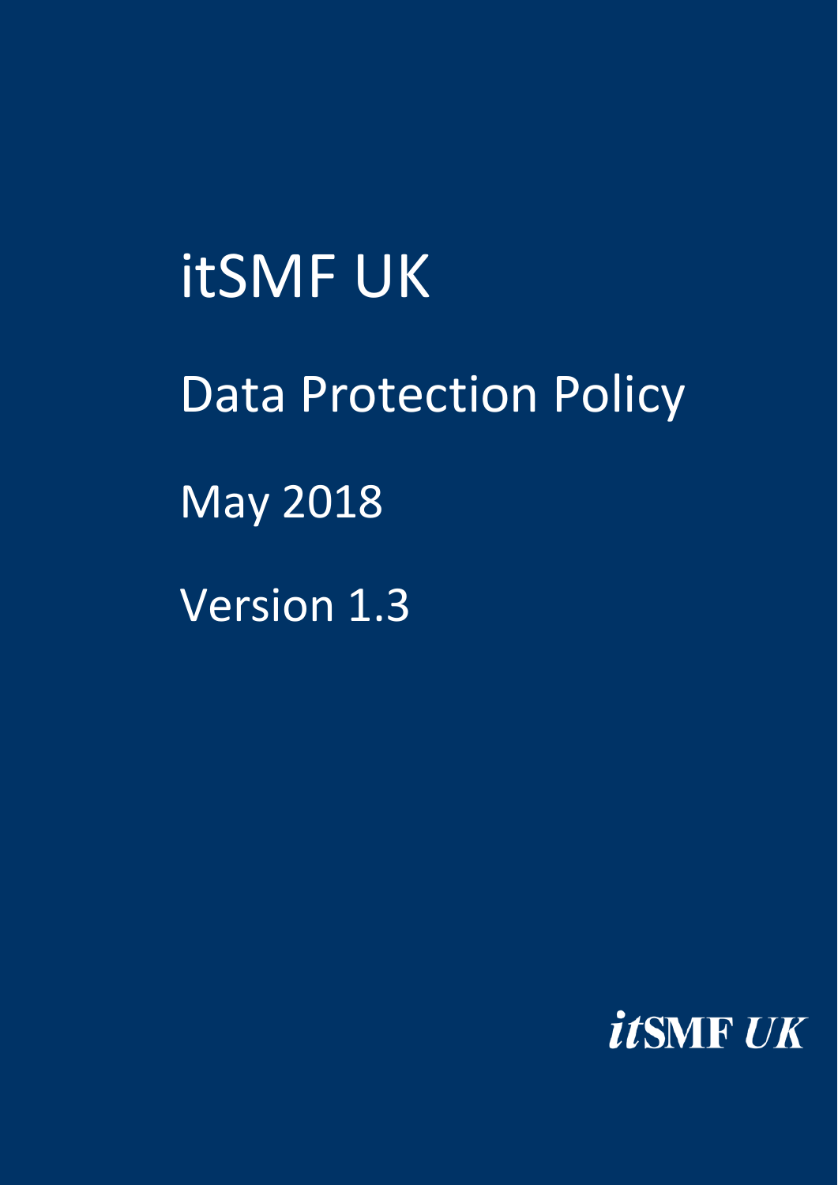# itSMF UK

## Data Protection Policy

May 2018

Version 1.3

itSMF UK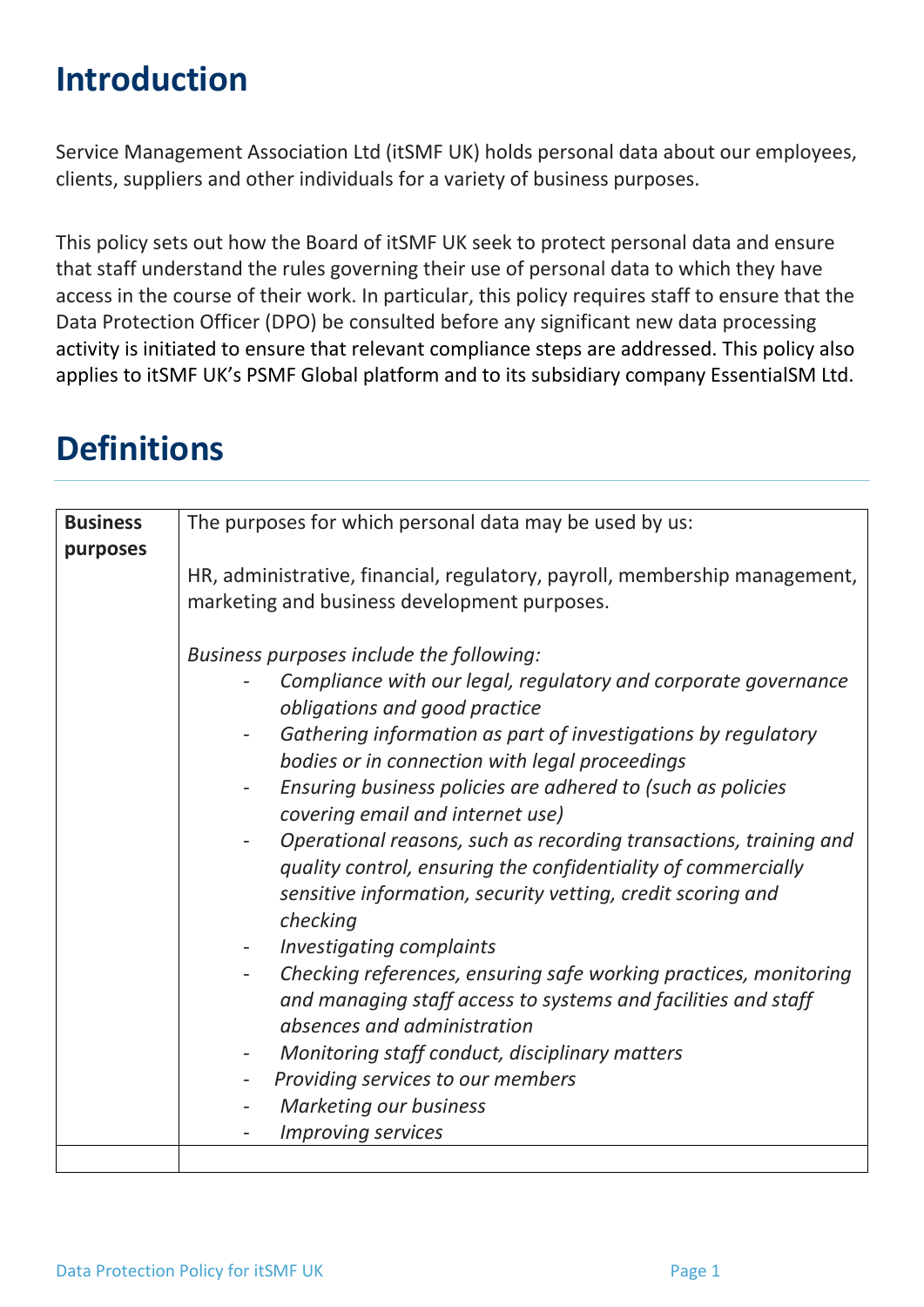# Introduction

Service Management Association Ltd (itSMF UK) holds personal data about our employees, clients, suppliers and other individuals for a variety of business purposes.

This policy sets out how the Board of itSMF UK seek to protect personal data and ensure that staff understand the rules governing their use of personal data to which they have access in the course of their work. In particular, this policy requires staff to ensure that the Data Protection Officer (DPO) be consulted before any significant new data processing activity is initiated to ensure that relevant compliance steps are addressed. This policy also applies to itSMF UK's PSMF Global platform and to its subsidiary company EssentialSM Ltd.

# Definitions

| | |
|---|---|
| **Business purposes** | The purposes for which personal data may be used by us:<br><br>HR, administrative, financial, regulatory, payroll, membership management, marketing and business development purposes.<br><br>*Business purposes include the following:*<br>- *Compliance with our legal, regulatory and corporate governance obligations and good practice*<br>- *Gathering information as part of investigations by regulatory bodies or in connection with legal proceedings*<br>- *Ensuring business policies are adhered to (such as policies covering email and internet use)*<br>- *Operational reasons, such as recording transactions, training and quality control, ensuring the confidentiality of commercially sensitive information, security vetting, credit scoring and checking*<br>- *Investigating complaints*<br>- *Checking references, ensuring safe working practices, monitoring and managing staff access to systems and facilities and staff absences and administration*<br>- *Monitoring staff conduct, disciplinary matters*<br>- *Providing services to our members*<br>- *Marketing our business*<br>- *Improving services* |
| | |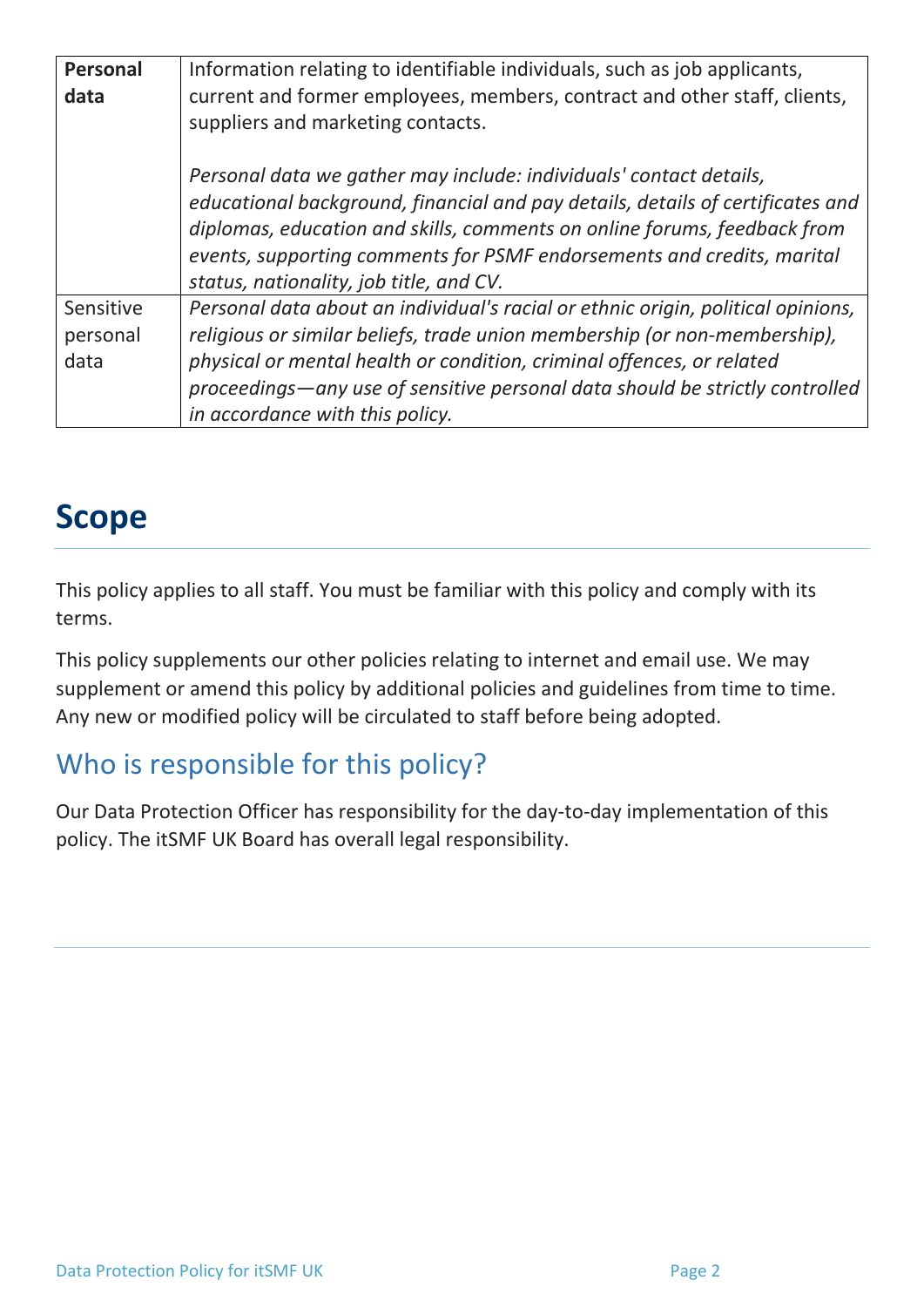| | |
|---|---|
| **Personal data** | Information relating to identifiable individuals, such as job applicants, current and former employees, members, contract and other staff, clients, suppliers and marketing contacts.<br><br>*Personal data we gather may include: individuals' contact details, educational background, financial and pay details, details of certificates and diplomas, education and skills, comments on online forums, feedback from events, supporting comments for PSMF endorsements and credits, marital status, nationality, job title, and CV.* |
| Sensitive personal data | *Personal data about an individual's racial or ethnic origin, political opinions, religious or similar beliefs, trade union membership (or non-membership), physical or mental health or condition, criminal offences, or related proceedings—any use of sensitive personal data should be strictly controlled in accordance with this policy.* |

# Scope

This policy applies to all staff. You must be familiar with this policy and comply with its terms.

This policy supplements our other policies relating to internet and email use. We may supplement or amend this policy by additional policies and guidelines from time to time. Any new or modified policy will be circulated to staff before being adopted.

## Who is responsible for this policy?

Our Data Protection Officer has responsibility for the day-to-day implementation of this policy. The itSMF UK Board has overall legal responsibility.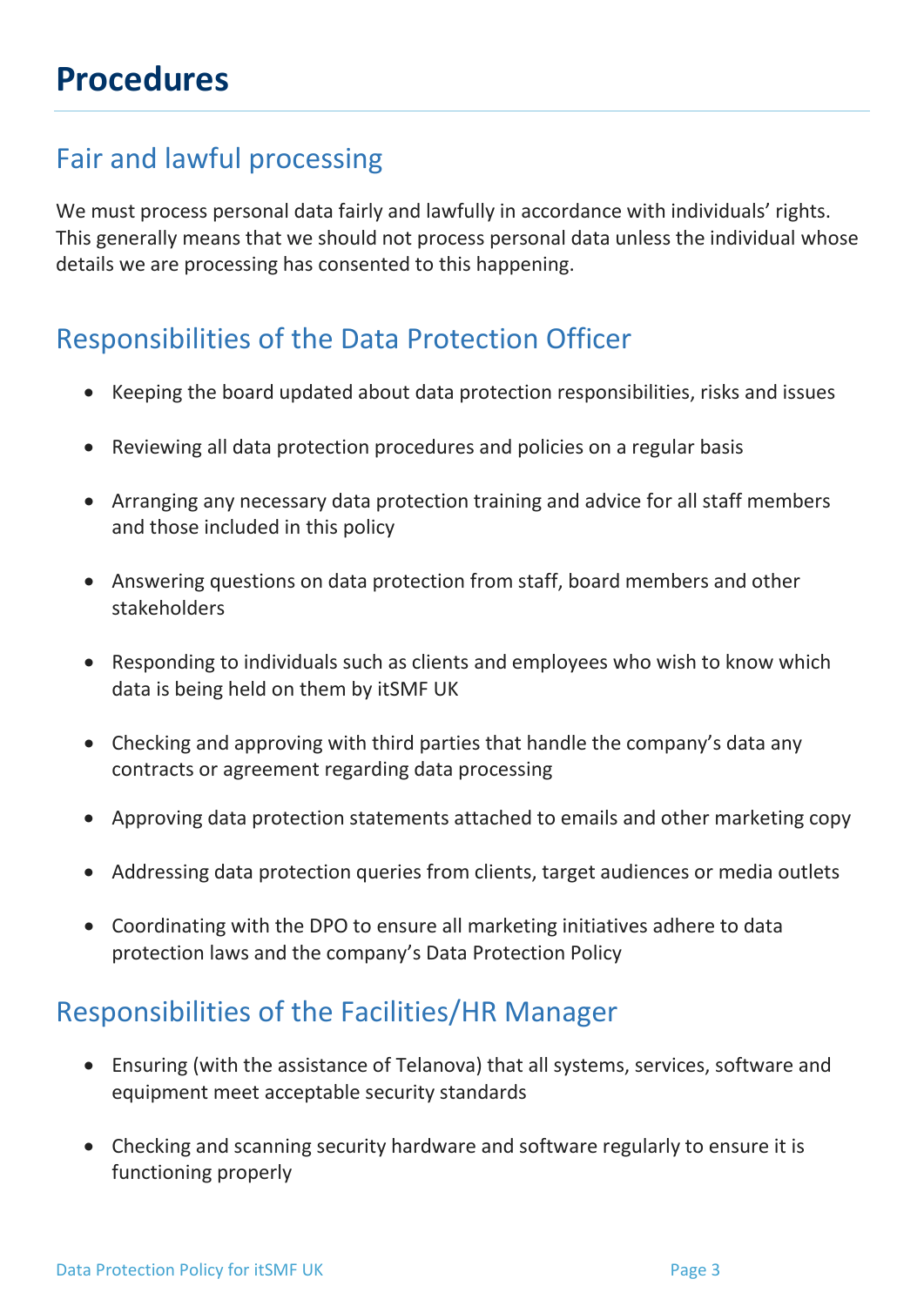# Procedures

## Fair and lawful processing

We must process personal data fairly and lawfully in accordance with individuals' rights. This generally means that we should not process personal data unless the individual whose details we are processing has consented to this happening.

## Responsibilities of the Data Protection Officer

- Keeping the board updated about data protection responsibilities, risks and issues
- Reviewing all data protection procedures and policies on a regular basis
- Arranging any necessary data protection training and advice for all staff members and those included in this policy
- Answering questions on data protection from staff, board members and other stakeholders
- Responding to individuals such as clients and employees who wish to know which data is being held on them by itSMF UK
- Checking and approving with third parties that handle the company's data any contracts or agreement regarding data processing
- Approving data protection statements attached to emails and other marketing copy
- Addressing data protection queries from clients, target audiences or media outlets
- Coordinating with the DPO to ensure all marketing initiatives adhere to data protection laws and the company's Data Protection Policy

## Responsibilities of the Facilities/HR Manager

- Ensuring (with the assistance of Telanova) that all systems, services, software and equipment meet acceptable security standards
- Checking and scanning security hardware and software regularly to ensure it is functioning properly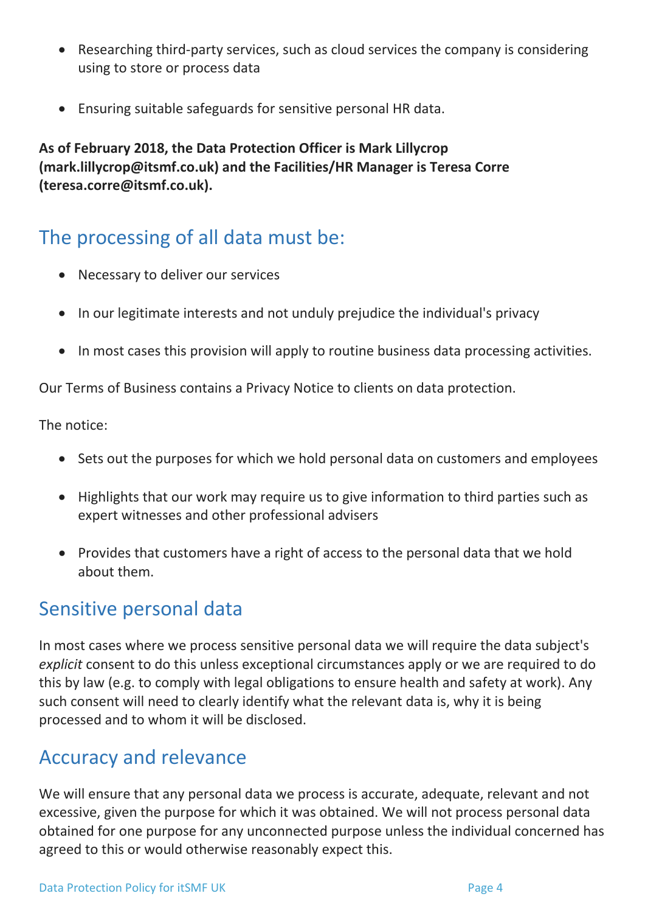- Researching third-party services, such as cloud services the company is considering using to store or process data
- Ensuring suitable safeguards for sensitive personal HR data.

**As of February 2018, the Data Protection Officer is Mark Lillycrop (mark.lillycrop@itsmf.co.uk) and the Facilities/HR Manager is Teresa Corre (teresa.corre@itsmf.co.uk).**

## The processing of all data must be:

- Necessary to deliver our services
- In our legitimate interests and not unduly prejudice the individual's privacy
- In most cases this provision will apply to routine business data processing activities.

Our Terms of Business contains a Privacy Notice to clients on data protection.

The notice:

- Sets out the purposes for which we hold personal data on customers and employees
- Highlights that our work may require us to give information to third parties such as expert witnesses and other professional advisers
- Provides that customers have a right of access to the personal data that we hold about them.

## Sensitive personal data

In most cases where we process sensitive personal data we will require the data subject's *explicit* consent to do this unless exceptional circumstances apply or we are required to do this by law (e.g. to comply with legal obligations to ensure health and safety at work). Any such consent will need to clearly identify what the relevant data is, why it is being processed and to whom it will be disclosed.

## Accuracy and relevance

We will ensure that any personal data we process is accurate, adequate, relevant and not excessive, given the purpose for which it was obtained. We will not process personal data obtained for one purpose for any unconnected purpose unless the individual concerned has agreed to this or would otherwise reasonably expect this.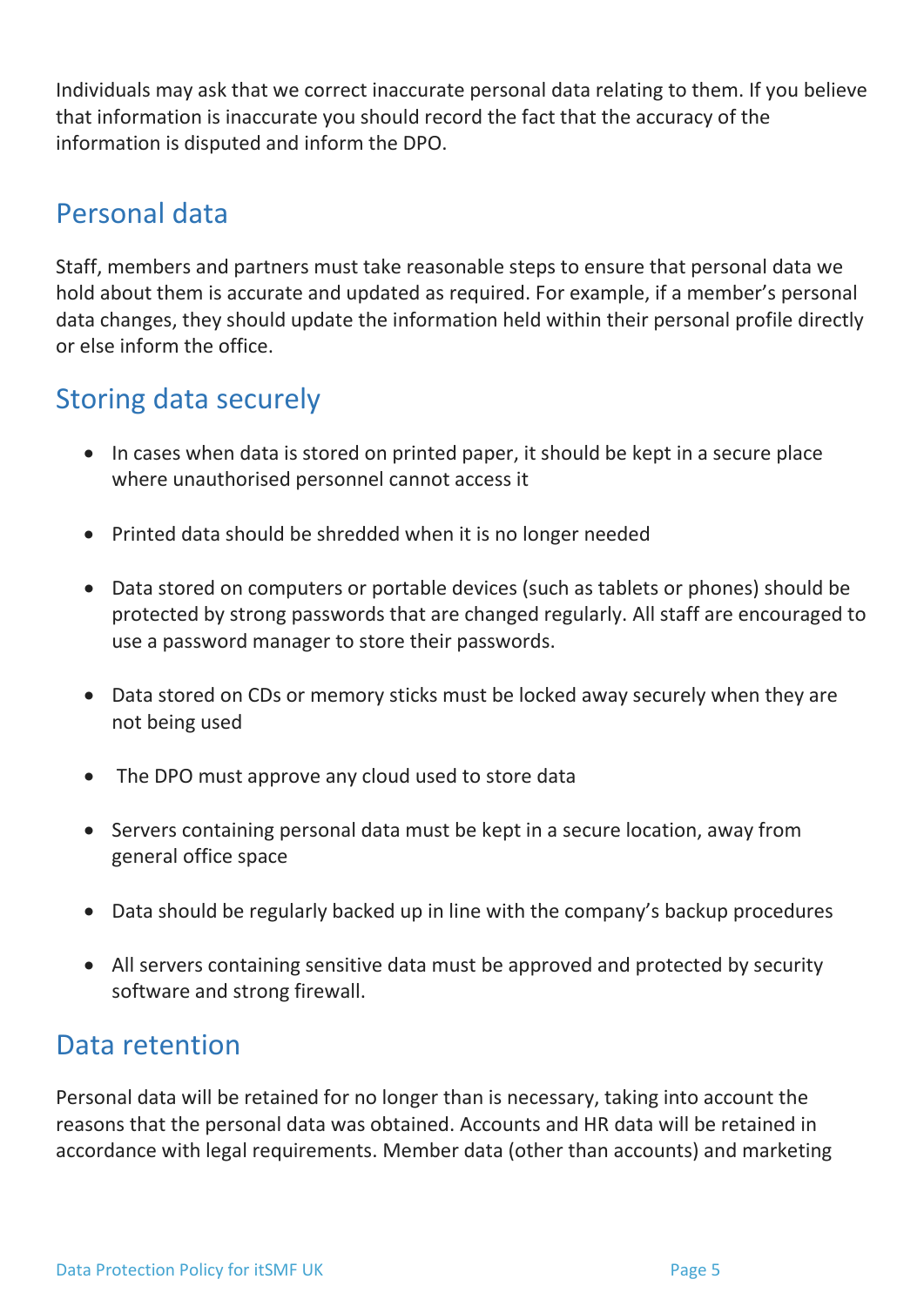Individuals may ask that we correct inaccurate personal data relating to them. If you believe that information is inaccurate you should record the fact that the accuracy of the information is disputed and inform the DPO.

## Personal data

Staff, members and partners must take reasonable steps to ensure that personal data we hold about them is accurate and updated as required. For example, if a member's personal data changes, they should update the information held within their personal profile directly or else inform the office.

## Storing data securely

- In cases when data is stored on printed paper, it should be kept in a secure place where unauthorised personnel cannot access it
- Printed data should be shredded when it is no longer needed
- Data stored on computers or portable devices (such as tablets or phones) should be protected by strong passwords that are changed regularly. All staff are encouraged to use a password manager to store their passwords.
- Data stored on CDs or memory sticks must be locked away securely when they are not being used
- The DPO must approve any cloud used to store data
- Servers containing personal data must be kept in a secure location, away from general office space
- Data should be regularly backed up in line with the company's backup procedures
- All servers containing sensitive data must be approved and protected by security software and strong firewall.

## Data retention

Personal data will be retained for no longer than is necessary, taking into account the reasons that the personal data was obtained. Accounts and HR data will be retained in accordance with legal requirements. Member data (other than accounts) and marketing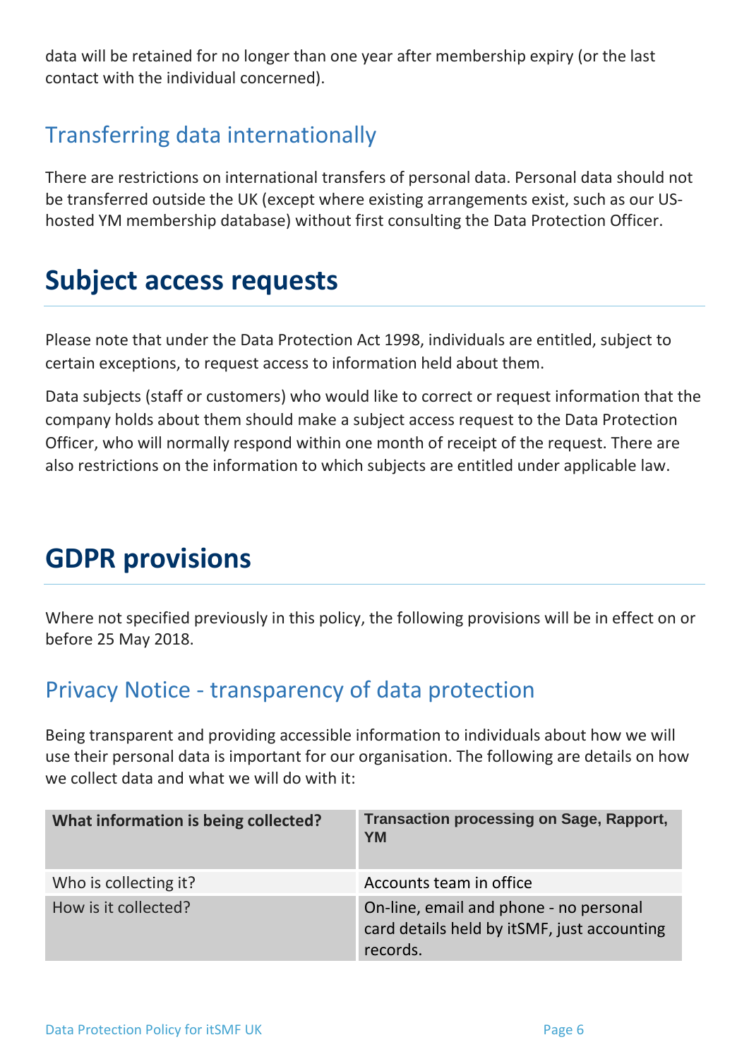data will be retained for no longer than one year after membership expiry (or the last contact with the individual concerned).

## Transferring data internationally

There are restrictions on international transfers of personal data. Personal data should not be transferred outside the UK (except where existing arrangements exist, such as our US-hosted YM membership database) without first consulting the Data Protection Officer.

# Subject access requests

Please note that under the Data Protection Act 1998, individuals are entitled, subject to certain exceptions, to request access to information held about them.

Data subjects (staff or customers) who would like to correct or request information that the company holds about them should make a subject access request to the Data Protection Officer, who will normally respond within one month of receipt of the request. There are also restrictions on the information to which subjects are entitled under applicable law.

# GDPR provisions

Where not specified previously in this policy, the following provisions will be in effect on or before 25 May 2018.

## Privacy Notice - transparency of data protection

Being transparent and providing accessible information to individuals about how we will use their personal data is important for our organisation. The following are details on how we collect data and what we will do with it:

| What information is being collected? | Transaction processing on Sage, Rapport, YM |
|---|---|
| Who is collecting it? | Accounts team in office |
| How is it collected? | On-line, email and phone - no personal card details held by itSMF, just accounting records. |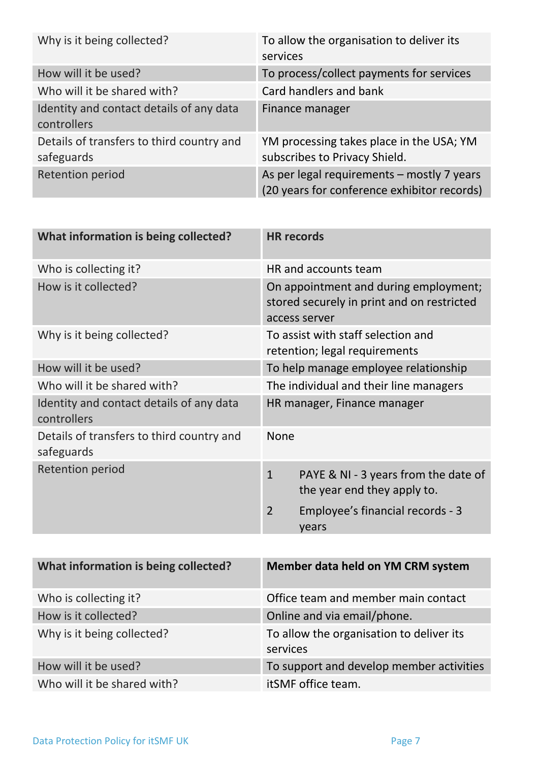| | |
|---|---|
| Why is it being collected? | To allow the organisation to deliver its services |
| How will it be used? | To process/collect payments for services |
| Who will it be shared with? | Card handlers and bank |
| Identity and contact details of any data controllers | Finance manager |
| Details of transfers to third country and safeguards | YM processing takes place in the USA; YM subscribes to Privacy Shield. |
| Retention period | As per legal requirements – mostly 7 years (20 years for conference exhibitor records) |

| **What information is being collected?** | **HR records** |
|---|---|
| Who is collecting it? | HR and accounts team |
| How is it collected? | On appointment and during employment; stored securely in print and on restricted access server |
| Why is it being collected? | To assist with staff selection and retention; legal requirements |
| How will it be used? | To help manage employee relationship |
| Who will it be shared with? | The individual and their line managers |
| Identity and contact details of any data controllers | HR manager, Finance manager |
| Details of transfers to third country and safeguards | None |
| Retention period | 1 PAYE & NI - 3 years from the date of the year end they apply to.<br>2 Employee's financial records - 3 years |

| **What information is being collected?** | **Member data held on YM CRM system** |
|---|---|
| Who is collecting it? | Office team and member main contact |
| How is it collected? | Online and via email/phone. |
| Why is it being collected? | To allow the organisation to deliver its services |
| How will it be used? | To support and develop member activities |
| Who will it be shared with? | itSMF office team. |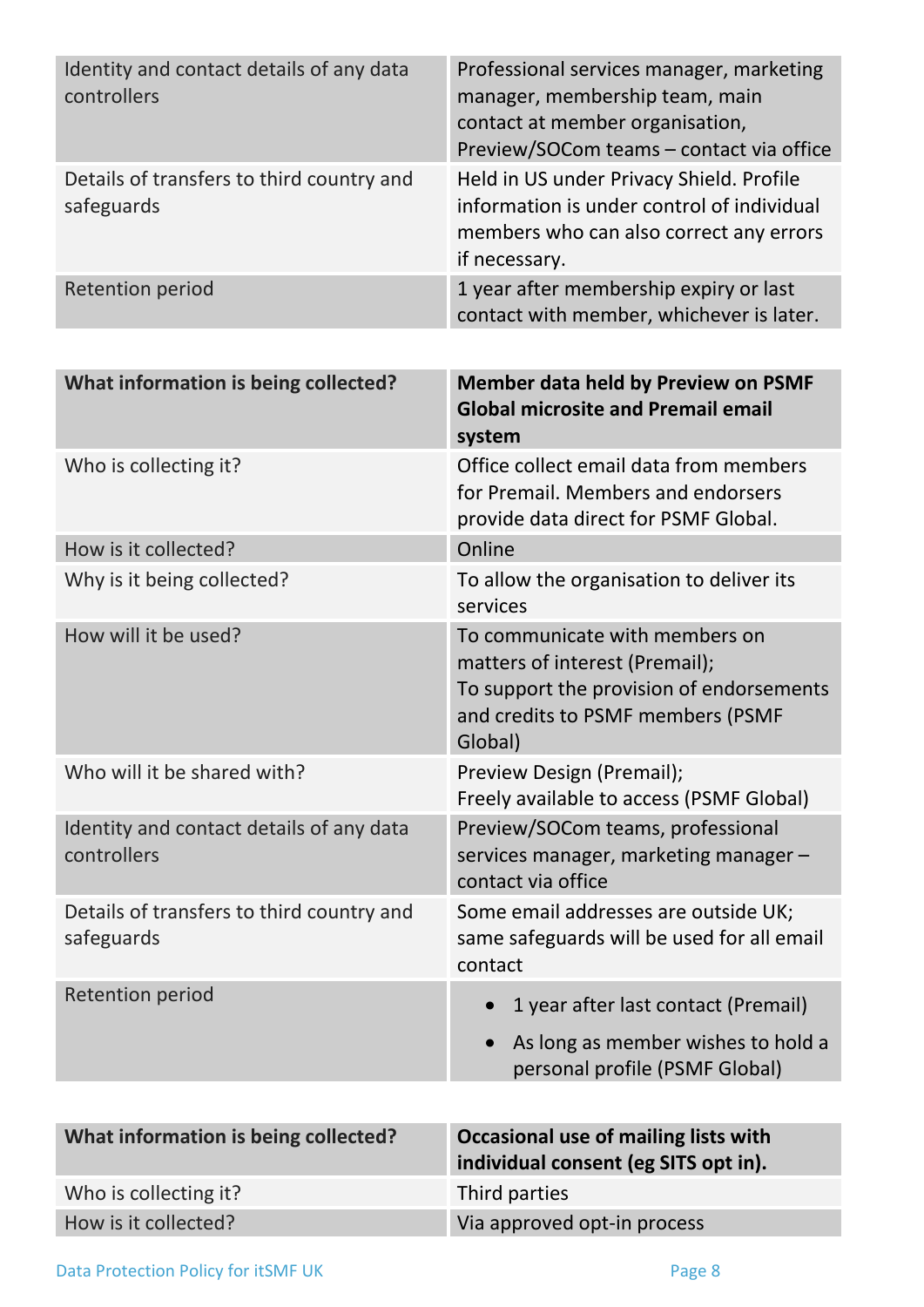| | |
|---|---|
| Identity and contact details of any data controllers | Professional services manager, marketing manager, membership team, main contact at member organisation, Preview/SOCom teams – contact via office |
| Details of transfers to third country and safeguards | Held in US under Privacy Shield. Profile information is under control of individual members who can also correct any errors if necessary. |
| Retention period | 1 year after membership expiry or last contact with member, whichever is later. |

| **What information is being collected?** | **Member data held by Preview on PSMF Global microsite and Premail email system** |
|---|---|
| Who is collecting it? | Office collect email data from members for Premail. Members and endorsers provide data direct for PSMF Global. |
| How is it collected? | Online |
| Why is it being collected? | To allow the organisation to deliver its services |
| How will it be used? | To communicate with members on matters of interest (Premail);<br>To support the provision of endorsements and credits to PSMF members (PSMF Global) |
| Who will it be shared with? | Preview Design (Premail);<br>Freely available to access (PSMF Global) |
| Identity and contact details of any data controllers | Preview/SOCom teams, professional services manager, marketing manager – contact via office |
| Details of transfers to third country and safeguards | Some email addresses are outside UK; same safeguards will be used for all email contact |
| Retention period | • 1 year after last contact (Premail)<br>• As long as member wishes to hold a personal profile (PSMF Global) |

| **What information is being collected?** | **Occasional use of mailing lists with individual consent (eg SITS opt in).** |
|---|---|
| Who is collecting it? | Third parties |
| How is it collected? | Via approved opt-in process |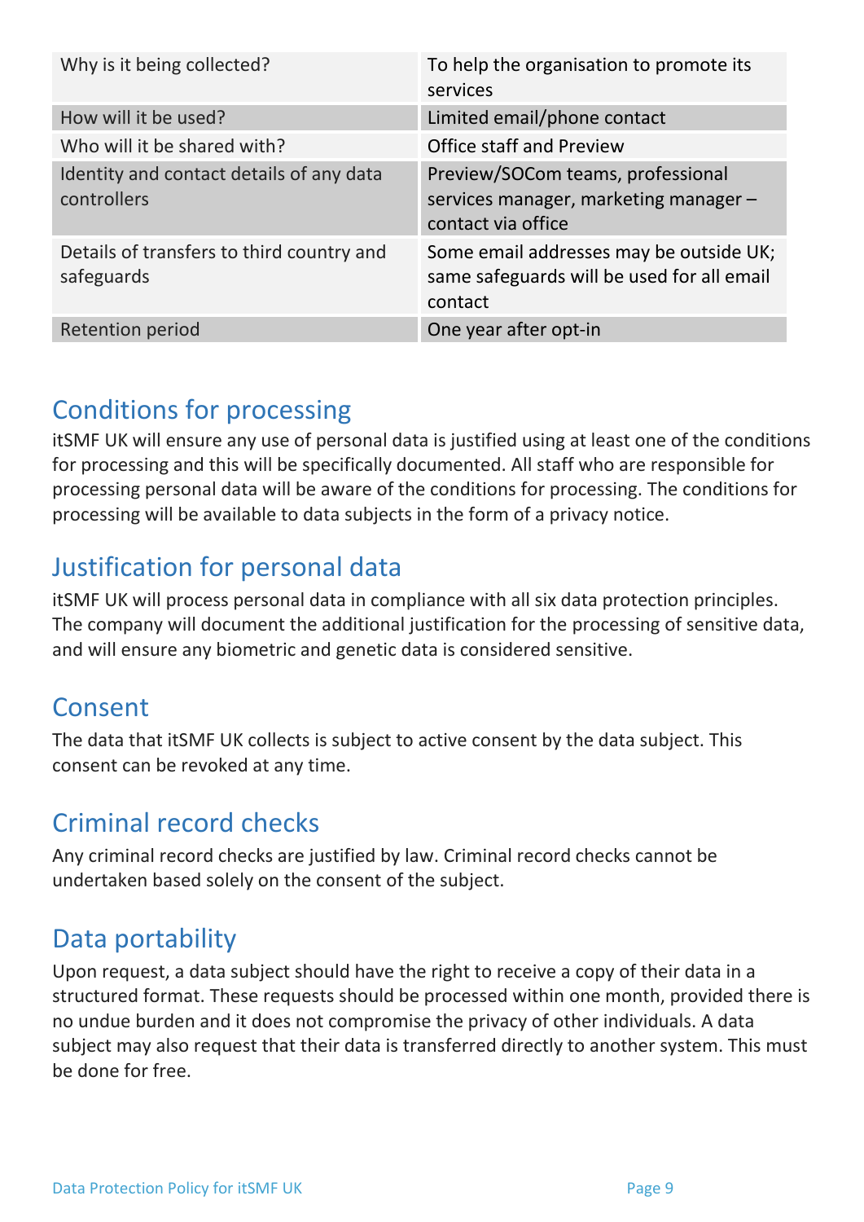| | |
|---|---|
| Why is it being collected? | To help the organisation to promote its services |
| How will it be used? | Limited email/phone contact |
| Who will it be shared with? | Office staff and Preview |
| Identity and contact details of any data controllers | Preview/SOCom teams, professional services manager, marketing manager – contact via office |
| Details of transfers to third country and safeguards | Some email addresses may be outside UK; same safeguards will be used for all email contact |
| Retention period | One year after opt-in |

## Conditions for processing

itSMF UK will ensure any use of personal data is justified using at least one of the conditions for processing and this will be specifically documented. All staff who are responsible for processing personal data will be aware of the conditions for processing. The conditions for processing will be available to data subjects in the form of a privacy notice.

## Justification for personal data

itSMF UK will process personal data in compliance with all six data protection principles. The company will document the additional justification for the processing of sensitive data, and will ensure any biometric and genetic data is considered sensitive.

## Consent

The data that itSMF UK collects is subject to active consent by the data subject. This consent can be revoked at any time.

## Criminal record checks

Any criminal record checks are justified by law. Criminal record checks cannot be undertaken based solely on the consent of the subject.

## Data portability

Upon request, a data subject should have the right to receive a copy of their data in a structured format. These requests should be processed within one month, provided there is no undue burden and it does not compromise the privacy of other individuals. A data subject may also request that their data is transferred directly to another system. This must be done for free.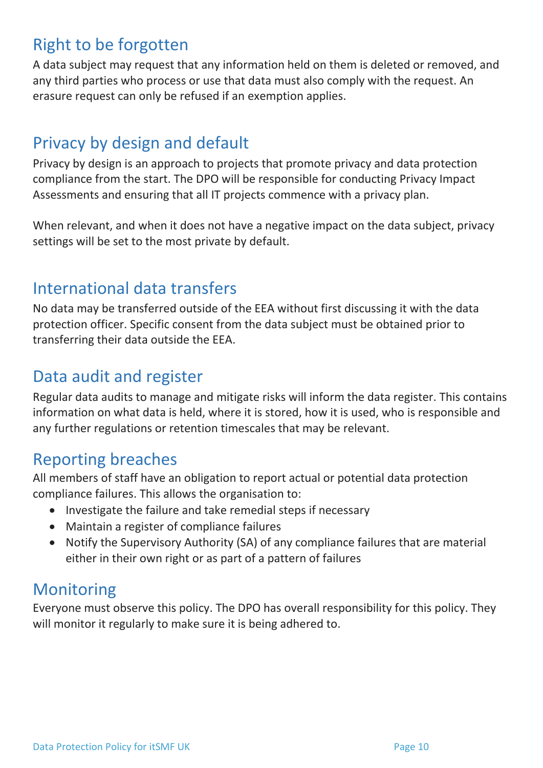## Right to be forgotten

A data subject may request that any information held on them is deleted or removed, and any third parties who process or use that data must also comply with the request. An erasure request can only be refused if an exemption applies.

## Privacy by design and default

Privacy by design is an approach to projects that promote privacy and data protection compliance from the start. The DPO will be responsible for conducting Privacy Impact Assessments and ensuring that all IT projects commence with a privacy plan.

When relevant, and when it does not have a negative impact on the data subject, privacy settings will be set to the most private by default.

## International data transfers

No data may be transferred outside of the EEA without first discussing it with the data protection officer. Specific consent from the data subject must be obtained prior to transferring their data outside the EEA.

## Data audit and register

Regular data audits to manage and mitigate risks will inform the data register. This contains information on what data is held, where it is stored, how it is used, who is responsible and any further regulations or retention timescales that may be relevant.

## Reporting breaches

All members of staff have an obligation to report actual or potential data protection compliance failures. This allows the organisation to:

- Investigate the failure and take remedial steps if necessary
- Maintain a register of compliance failures
- Notify the Supervisory Authority (SA) of any compliance failures that are material either in their own right or as part of a pattern of failures

## Monitoring

Everyone must observe this policy. The DPO has overall responsibility for this policy. They will monitor it regularly to make sure it is being adhered to.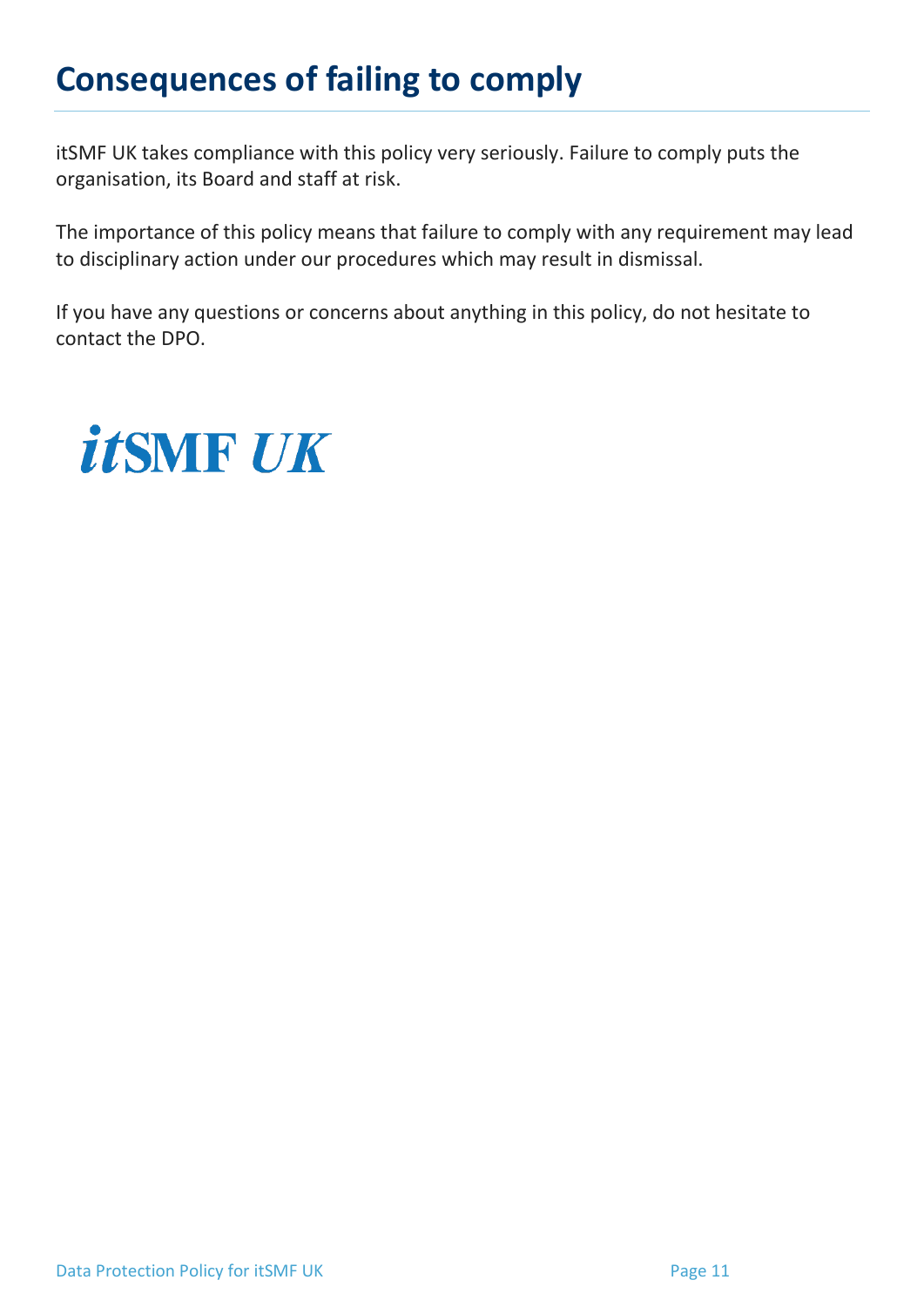# Consequences of failing to comply

itSMF UK takes compliance with this policy very seriously. Failure to comply puts the organisation, its Board and staff at risk.

The importance of this policy means that failure to comply with any requirement may lead to disciplinary action under our procedures which may result in dismissal.

If you have any questions or concerns about anything in this policy, do not hesitate to contact the DPO.

*it*SMF *UK*